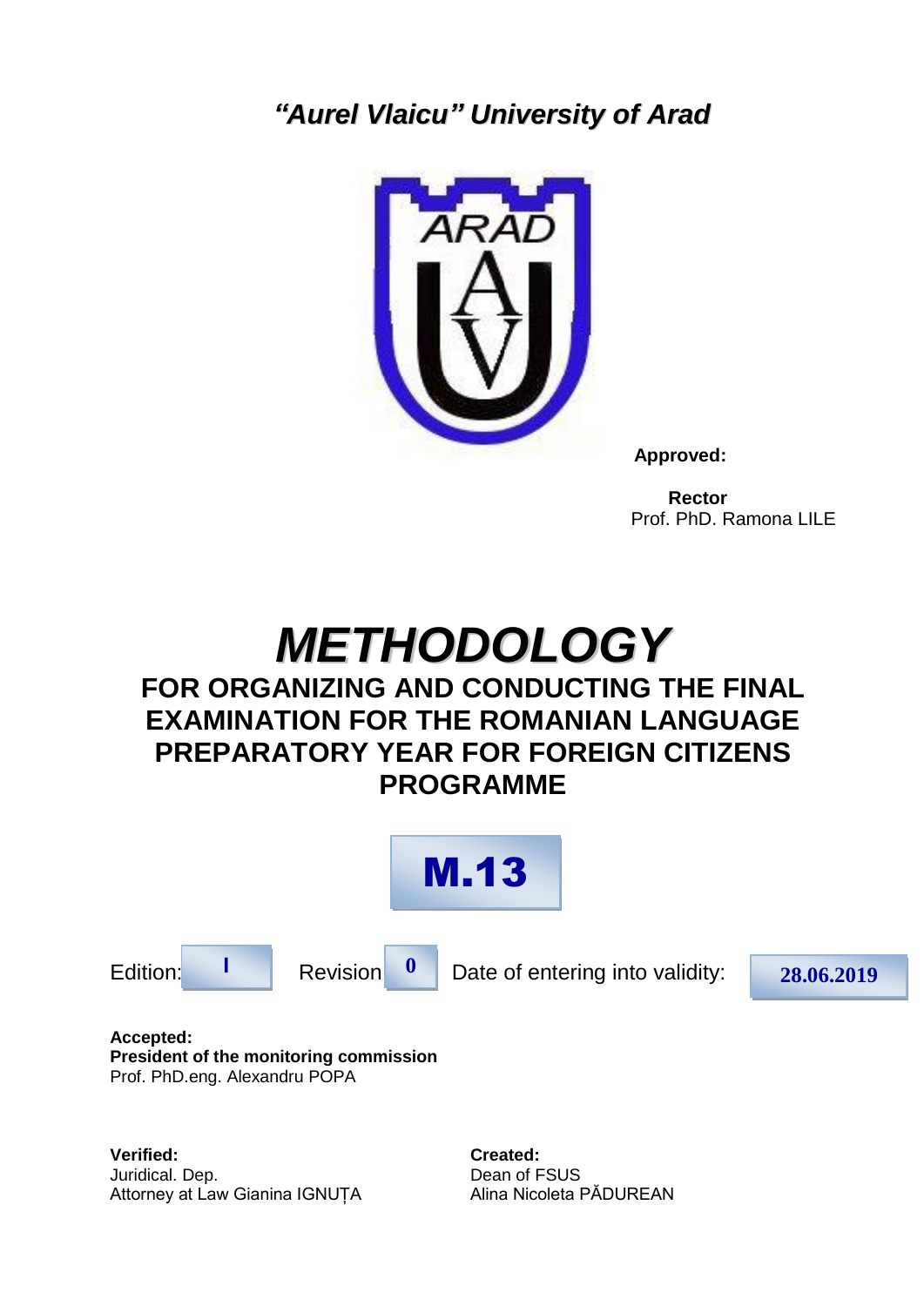*"Aurel Vlaicu" University of Arad*

**Approved:**

**Rector**
Prof. PhD. Ramona LILE

# *METHODOLOGY*

## FOR ORGANIZING AND CONDUCTING THE FINAL EXAMINATION FOR THE ROMANIAN LANGUAGE PREPARATORY YEAR FOR FOREIGN CITIZENS PROGRAMME

# M.13

Edition: **I** Revision **0** Date of entering into validity: **28.06.2019**

**Accepted:**
**President of the monitoring commission**
Prof. PhD.eng. Alexandru POPA

**Verified:**
Juridical. Dep.
Attorney at Law Gianina IGNUȚA

**Created:**
Dean of FSUS
Alina Nicoleta PĂDUREAN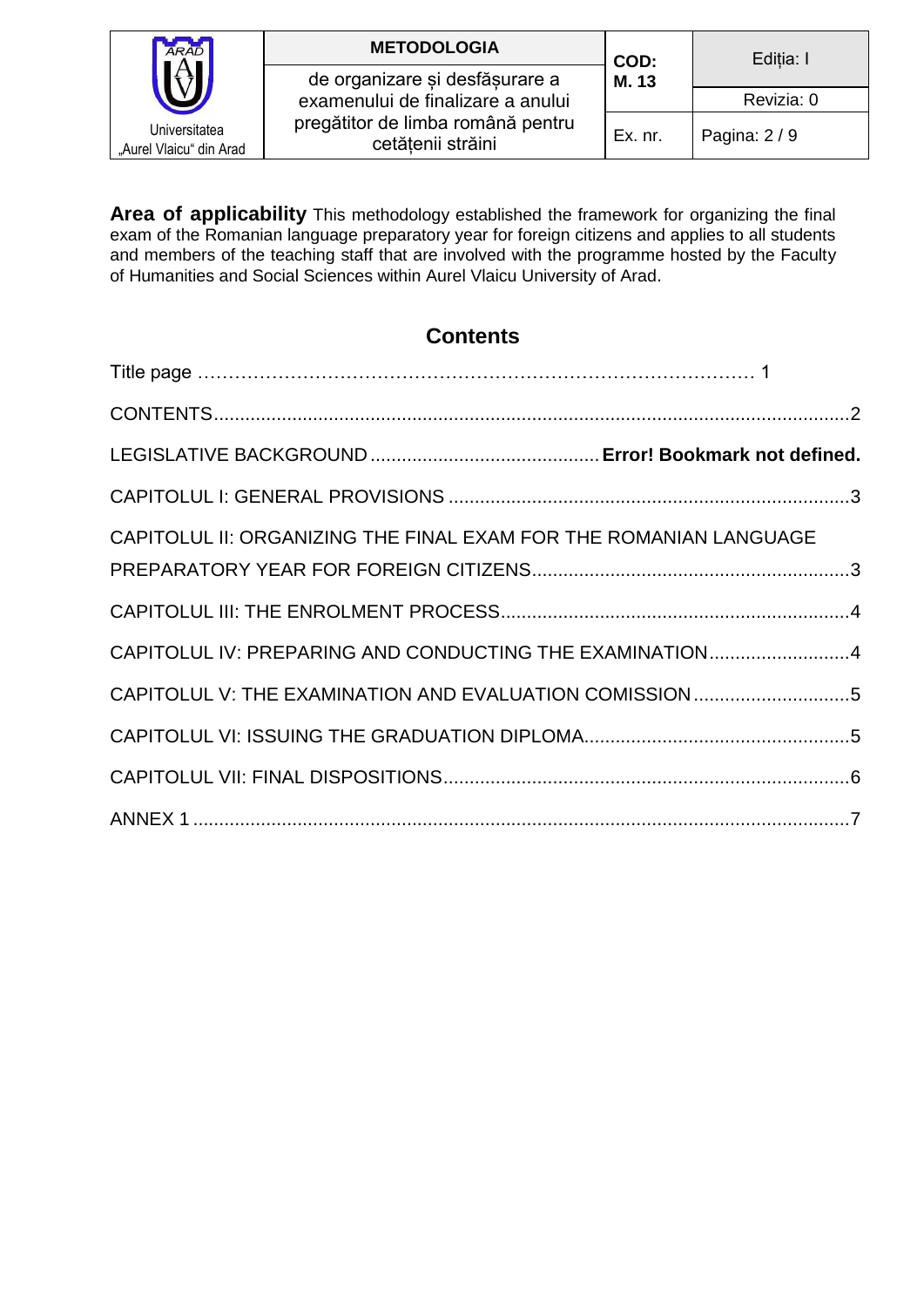**Area of applicability** This methodology established the framework for organizing the final exam of the Romanian language preparatory year for foreign citizens and applies to all students and members of the teaching staff that are involved with the programme hosted by the Faculty of Humanities and Social Sciences within Aurel Vlaicu University of Arad.

## Contents

Title page ……………………………………………………………………………… 1

CONTENTS ........................................................................................................................2

LEGISLATIVE BACKGROUND ........................................... **Error! Bookmark not defined.**

CAPITOLUL I: GENERAL PROVISIONS ............................................................................3

CAPITOLUL II: ORGANIZING THE FINAL EXAM FOR THE ROMANIAN LANGUAGE PREPARATORY YEAR FOR FOREIGN CITIZENS............................................................3

CAPITOLUL III: THE ENROLMENT PROCESS..................................................................4

CAPITOLUL IV: PREPARING AND CONDUCTING THE EXAMINATION...........................4

CAPITOLUL V: THE EXAMINATION AND EVALUATION COMISSION ..............................5

CAPITOLUL VI: ISSUING THE GRADUATION DIPLOMA..................................................5

CAPITOLUL VII: FINAL DISPOSITIONS.............................................................................6

ANNEX 1 ............................................................................................................................7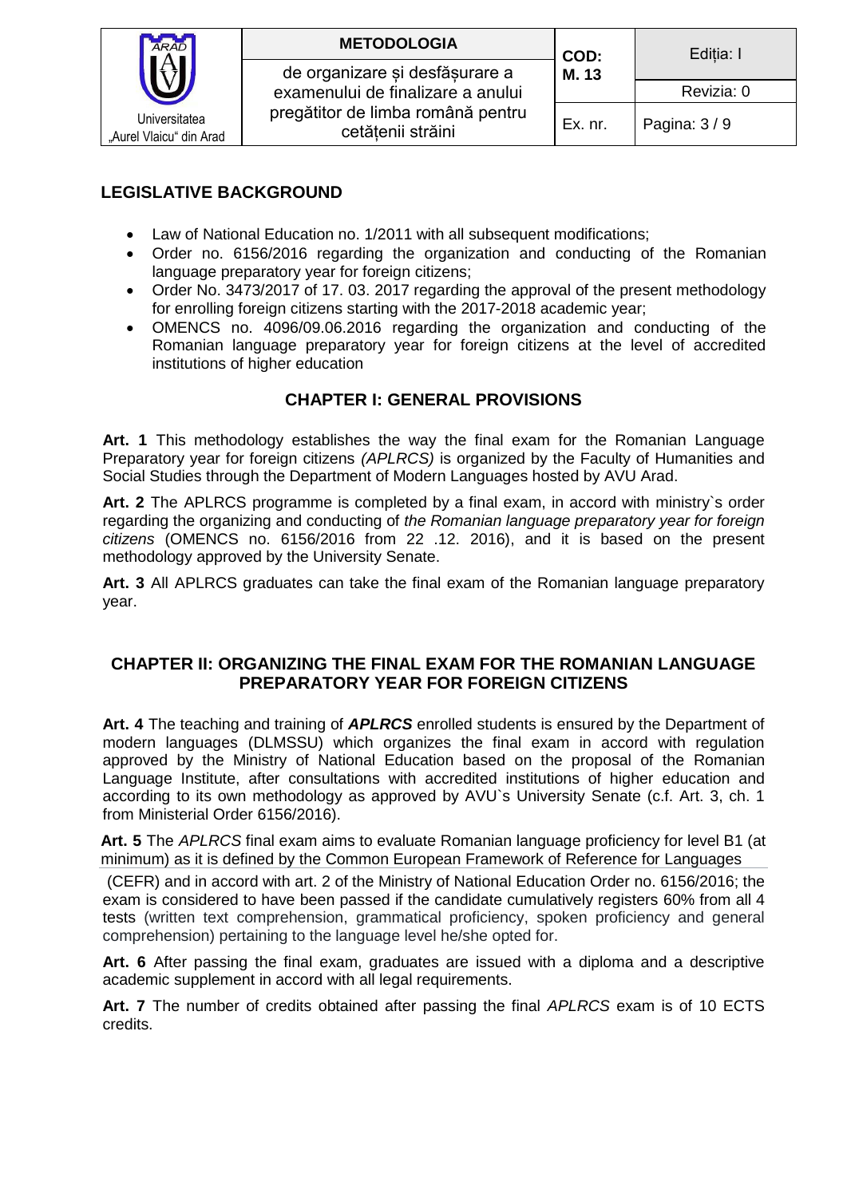## LEGISLATIVE BACKGROUND

- Law of National Education no. 1/2011 with all subsequent modifications;
- Order no. 6156/2016 regarding the organization and conducting of the Romanian language preparatory year for foreign citizens;
- Order No. 3473/2017 of 17. 03. 2017 regarding the approval of the present methodology for enrolling foreign citizens starting with the 2017-2018 academic year;
- OMENCS no. 4096/09.06.2016 regarding the organization and conducting of the Romanian language preparatory year for foreign citizens at the level of accredited institutions of higher education

## CHAPTER I: GENERAL PROVISIONS

**Art. 1** This methodology establishes the way the final exam for the Romanian Language Preparatory year for foreign citizens *(APLRCS)* is organized by the Faculty of Humanities and Social Studies through the Department of Modern Languages hosted by AVU Arad.

**Art. 2** The APLRCS programme is completed by a final exam, in accord with ministry`s order regarding the organizing and conducting of *the Romanian language preparatory year for foreign citizens* (OMENCS no. 6156/2016 from 22 .12. 2016), and it is based on the present methodology approved by the University Senate.

**Art. 3** All APLRCS graduates can take the final exam of the Romanian language preparatory year.

## CHAPTER II: ORGANIZING THE FINAL EXAM FOR THE ROMANIAN LANGUAGE PREPARATORY YEAR FOR FOREIGN CITIZENS

**Art. 4** The teaching and training of ***APLRCS*** enrolled students is ensured by the Department of modern languages (DLMSSU) which organizes the final exam in accord with regulation approved by the Ministry of National Education based on the proposal of the Romanian Language Institute, after consultations with accredited institutions of higher education and according to its own methodology as approved by AVU`s University Senate (c.f. Art. 3, ch. 1 from Ministerial Order 6156/2016).

**Art. 5** The *APLRCS* final exam aims to evaluate Romanian language proficiency for level B1 (at minimum) as it is defined by the Common European Framework of Reference for Languages (CEFR) and in accord with art. 2 of the Ministry of National Education Order no. 6156/2016; the exam is considered to have been passed if the candidate cumulatively registers 60% from all 4 tests (written text comprehension, grammatical proficiency, spoken proficiency and general comprehension) pertaining to the language level he/she opted for.

**Art. 6** After passing the final exam, graduates are issued with a diploma and a descriptive academic supplement in accord with all legal requirements.

**Art. 7** The number of credits obtained after passing the final *APLRCS* exam is of 10 ECTS credits.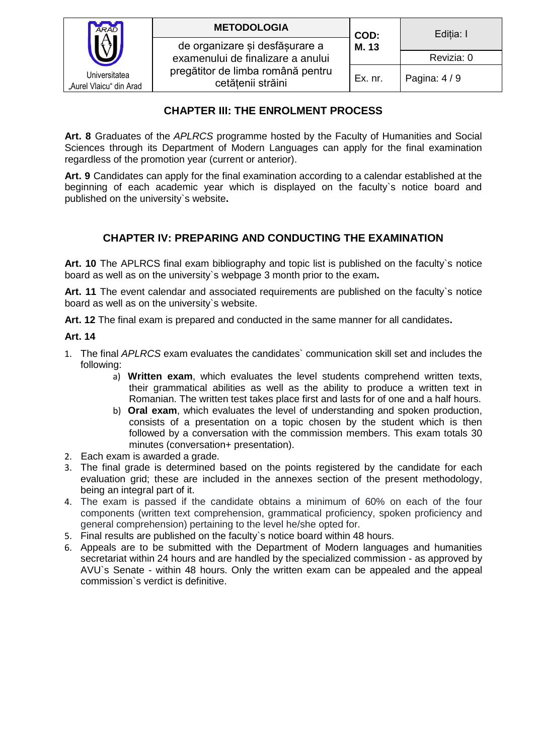## CHAPTER III: THE ENROLMENT PROCESS

**Art. 8** Graduates of the *APLRCS* programme hosted by the Faculty of Humanities and Social Sciences through its Department of Modern Languages can apply for the final examination regardless of the promotion year (current or anterior).

**Art. 9** Candidates can apply for the final examination according to a calendar established at the beginning of each academic year which is displayed on the faculty`s notice board and published on the university`s website**.**

## CHAPTER IV: PREPARING AND CONDUCTING THE EXAMINATION

**Art. 10** The APLRCS final exam bibliography and topic list is published on the faculty`s notice board as well as on the university`s webpage 3 month prior to the exam**.**

**Art. 11** The event calendar and associated requirements are published on the faculty`s notice board as well as on the university`s website.

**Art. 12** The final exam is prepared and conducted in the same manner for all candidates**.**

**Art. 14**

1. The final *APLRCS* exam evaluates the candidates` communication skill set and includes the following:
   a) **Written exam**, which evaluates the level students comprehend written texts, their grammatical abilities as well as the ability to produce a written text in Romanian. The written test takes place first and lasts for of one and a half hours.
   b) **Oral exam**, which evaluates the level of understanding and spoken production, consists of a presentation on a topic chosen by the student which is then followed by a conversation with the commission members. This exam totals 30 minutes (conversation+ presentation).
2. Each exam is awarded a grade.
3. The final grade is determined based on the points registered by the candidate for each evaluation grid; these are included in the annexes section of the present methodology, being an integral part of it.
4. The exam is passed if the candidate obtains a minimum of 60% on each of the four components (written text comprehension, grammatical proficiency, spoken proficiency and general comprehension) pertaining to the level he/she opted for.
5. Final results are published on the faculty`s notice board within 48 hours.
6. Appeals are to be submitted with the Department of Modern languages and humanities secretariat within 24 hours and are handled by the specialized commission - as approved by AVU`s Senate - within 48 hours. Only the written exam can be appealed and the appeal commission`s verdict is definitive.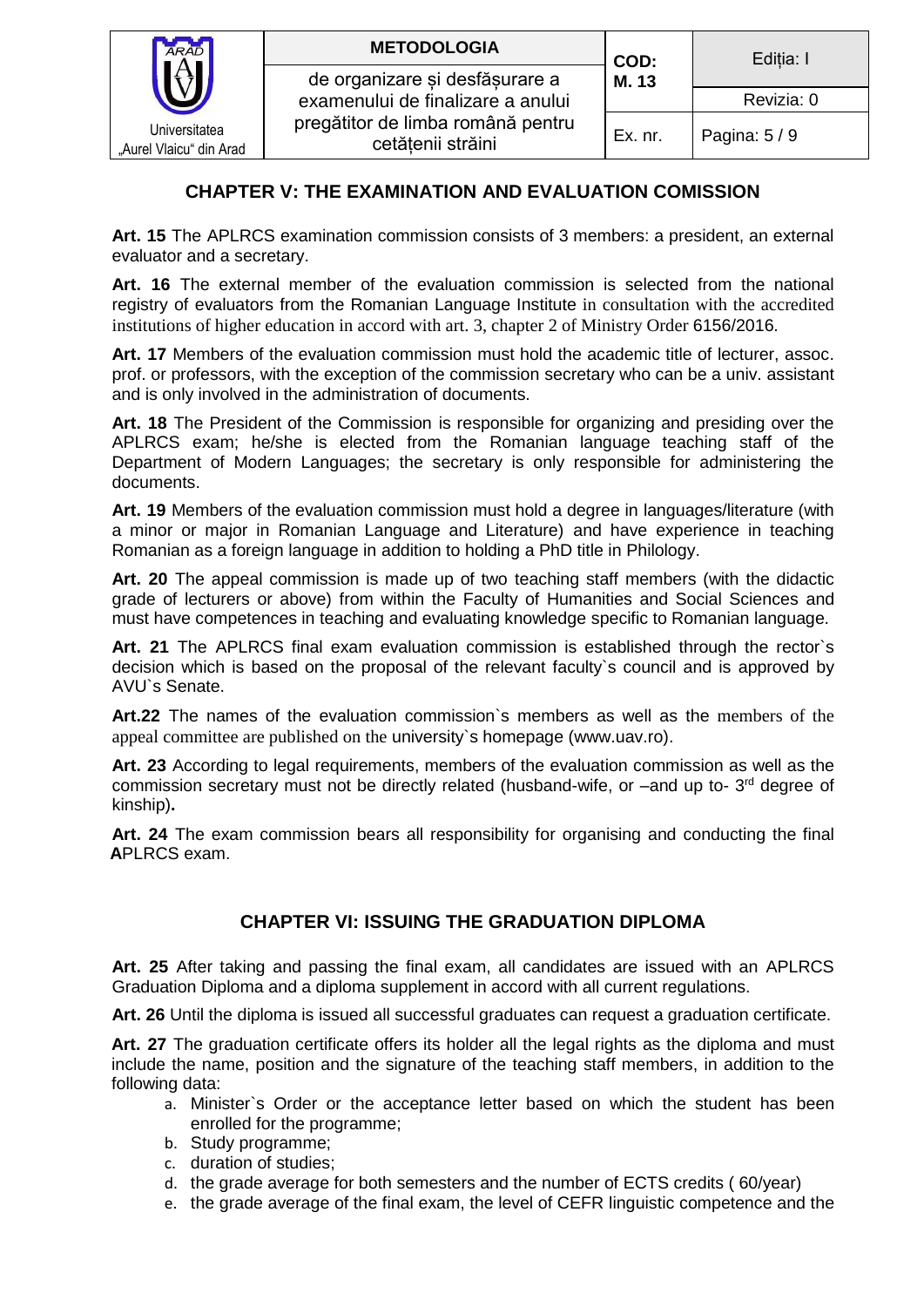## CHAPTER V: THE EXAMINATION AND EVALUATION COMISSION

**Art. 15** The APLRCS examination commission consists of 3 members: a president, an external evaluator and a secretary.

**Art. 16** The external member of the evaluation commission is selected from the national registry of evaluators from the Romanian Language Institute in consultation with the accredited institutions of higher education in accord with art. 3, chapter 2 of Ministry Order 6156/2016.

**Art. 17** Members of the evaluation commission must hold the academic title of lecturer, assoc. prof. or professors, with the exception of the commission secretary who can be a univ. assistant and is only involved in the administration of documents.

**Art. 18** The President of the Commission is responsible for organizing and presiding over the APLRCS exam; he/she is elected from the Romanian language teaching staff of the Department of Modern Languages; the secretary is only responsible for administering the documents.

**Art. 19** Members of the evaluation commission must hold a degree in languages/literature (with a minor or major in Romanian Language and Literature) and have experience in teaching Romanian as a foreign language in addition to holding a PhD title in Philology.

**Art. 20** The appeal commission is made up of two teaching staff members (with the didactic grade of lecturers or above) from within the Faculty of Humanities and Social Sciences and must have competences in teaching and evaluating knowledge specific to Romanian language.

**Art. 21** The APLRCS final exam evaluation commission is established through the rector`s decision which is based on the proposal of the relevant faculty`s council and is approved by AVU`s Senate.

**Art.22** The names of the evaluation commission`s members as well as the members of the appeal committee are published on the university`s homepage (www.uav.ro).

**Art. 23** According to legal requirements, members of the evaluation commission as well as the commission secretary must not be directly related (husband-wife, or –and up to- 3rd degree of kinship)**.**

**Art. 24** The exam commission bears all responsibility for organising and conducting the final **A**PLRCS exam.

## CHAPTER VI: ISSUING THE GRADUATION DIPLOMA

**Art. 25** After taking and passing the final exam, all candidates are issued with an APLRCS Graduation Diploma and a diploma supplement in accord with all current regulations.

**Art. 26** Until the diploma is issued all successful graduates can request a graduation certificate.

**Art. 27** The graduation certificate offers its holder all the legal rights as the diploma and must include the name, position and the signature of the teaching staff members, in addition to the following data:

a. Minister`s Order or the acceptance letter based on which the student has been enrolled for the programme;
b. Study programme;
c. duration of studies;
d. the grade average for both semesters and the number of ECTS credits ( 60/year)
e. the grade average of the final exam, the level of CEFR linguistic competence and the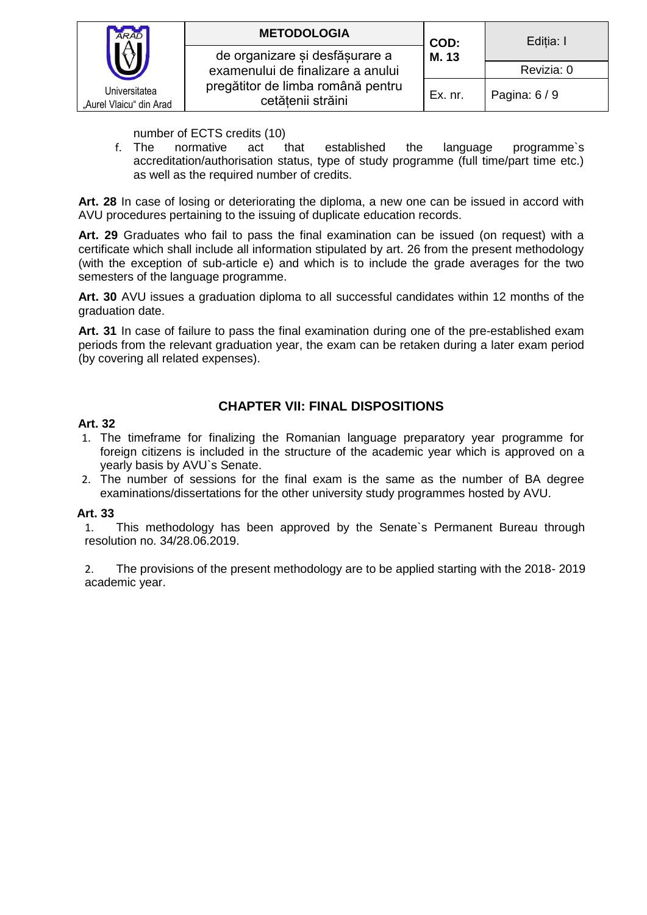number of ECTS credits (10)

f. The normative act that established the language programme`s accreditation/authorisation status, type of study programme (full time/part time etc.) as well as the required number of credits.

**Art. 28** In case of losing or deteriorating the diploma, a new one can be issued in accord with AVU procedures pertaining to the issuing of duplicate education records.

**Art. 29** Graduates who fail to pass the final examination can be issued (on request) with a certificate which shall include all information stipulated by art. 26 from the present methodology (with the exception of sub-article e) and which is to include the grade averages for the two semesters of the language programme.

**Art. 30** AVU issues a graduation diploma to all successful candidates within 12 months of the graduation date.

**Art. 31** In case of failure to pass the final examination during one of the pre-established exam periods from the relevant graduation year, the exam can be retaken during a later exam period (by covering all related expenses).

## CHAPTER VII: FINAL DISPOSITIONS

**Art. 32**

1. The timeframe for finalizing the Romanian language preparatory year programme for foreign citizens is included in the structure of the academic year which is approved on a yearly basis by AVU`s Senate.
2. The number of sessions for the final exam is the same as the number of BA degree examinations/dissertations for the other university study programmes hosted by AVU.

**Art. 33**

1. This methodology has been approved by the Senate`s Permanent Bureau through resolution no. 34/28.06.2019.

2. The provisions of the present methodology are to be applied starting with the 2018- 2019 academic year.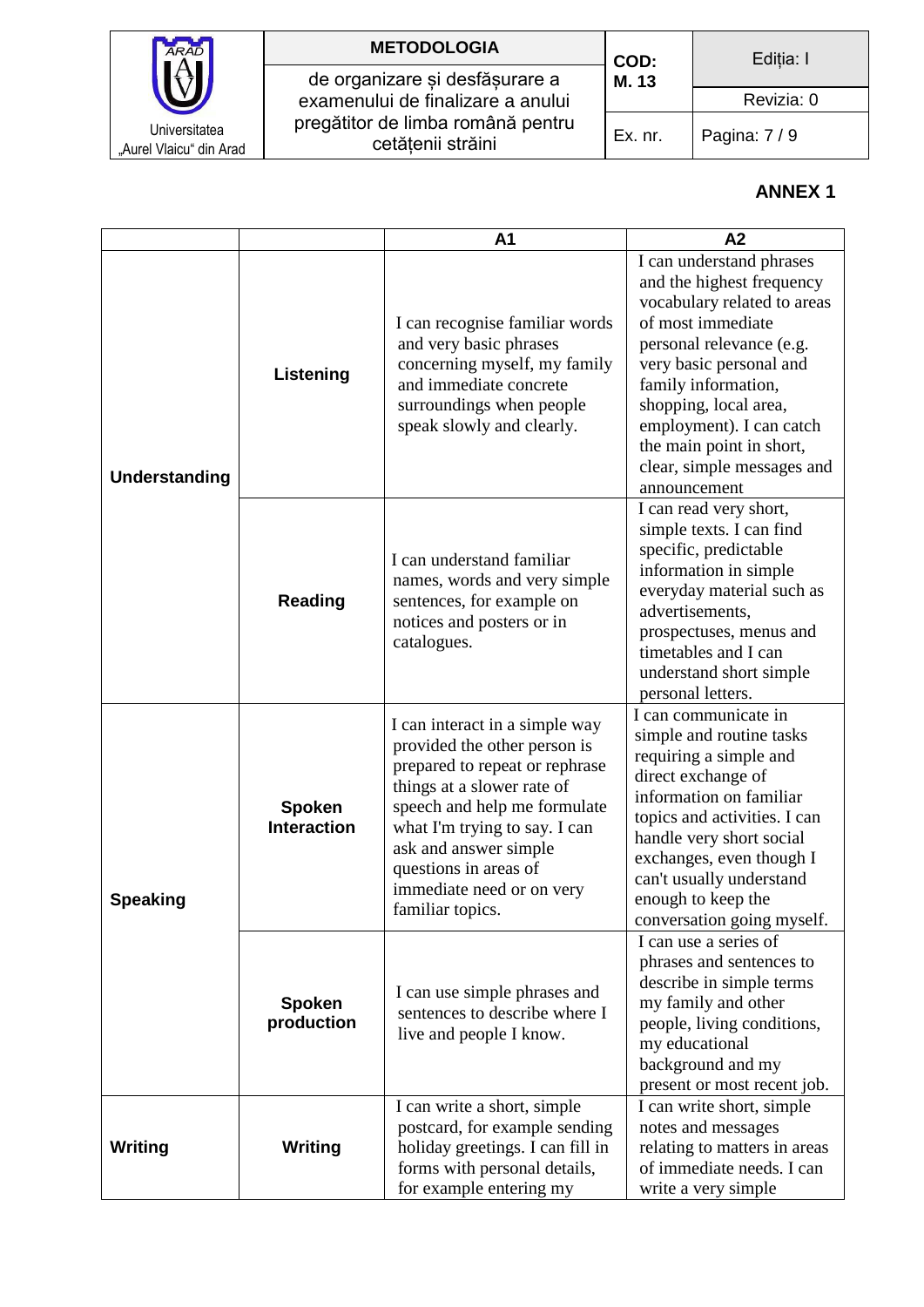## ANNEX 1

| | | A1 | A2 |
|---|---|---|---|
| Understanding | Listening | I can recognise familiar words and very basic phrases concerning myself, my family and immediate concrete surroundings when people speak slowly and clearly. | I can understand phrases and the highest frequency vocabulary related to areas of most immediate personal relevance (e.g. very basic personal and family information, shopping, local area, employment). I can catch the main point in short, clear, simple messages and announcement |
| | Reading | I can understand familiar names, words and very simple sentences, for example on notices and posters or in catalogues. | I can read very short, simple texts. I can find specific, predictable information in simple everyday material such as advertisements, prospectuses, menus and timetables and I can understand short simple personal letters. |
| Speaking | Spoken Interaction | I can interact in a simple way provided the other person is prepared to repeat or rephrase things at a slower rate of speech and help me formulate what I'm trying to say. I can ask and answer simple questions in areas of immediate need or on very familiar topics. | I can communicate in simple and routine tasks requiring a simple and direct exchange of information on familiar topics and activities. I can handle very short social exchanges, even though I can't usually understand enough to keep the conversation going myself. |
| | Spoken production | I can use simple phrases and sentences to describe where I live and people I know. | I can use a series of phrases and sentences to describe in simple terms my family and other people, living conditions, my educational background and my present or most recent job. |
| Writing | Writing | I can write a short, simple postcard, for example sending holiday greetings. I can fill in forms with personal details, for example entering my | I can write short, simple notes and messages relating to matters in areas of immediate needs. I can write a very simple |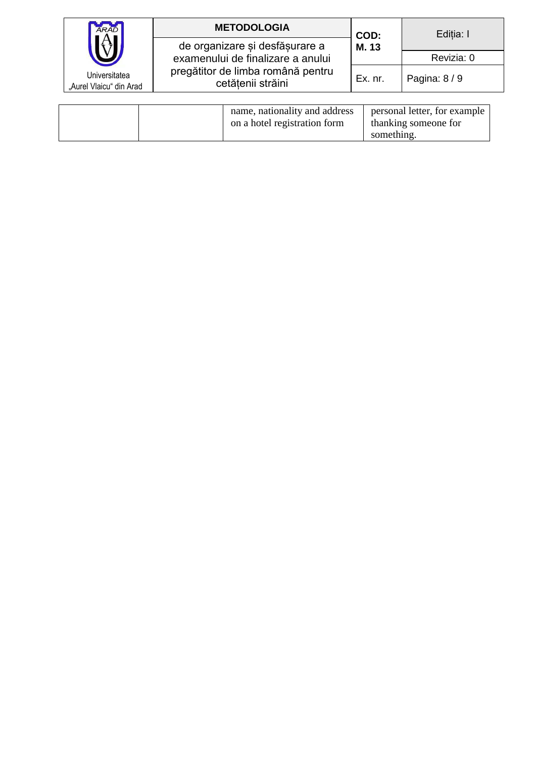| | | | |
|---|---|---|---|
| | | name, nationality and address on a hotel registration form | personal letter, for example thanking someone for something. |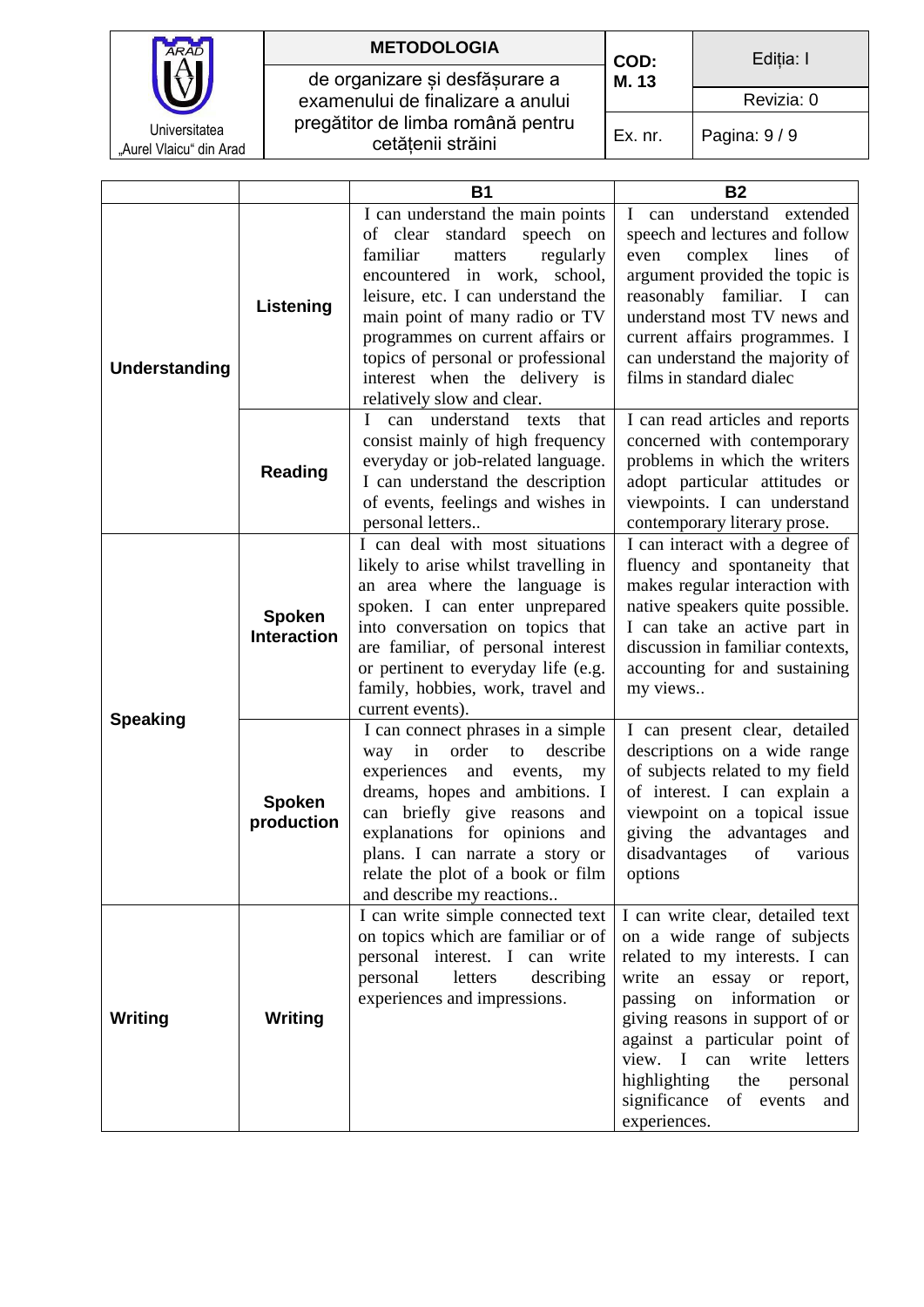| | | B1 | B2 |
|---|---|---|---|
| **Understanding** | **Listening** | I can understand the main points of clear standard speech on familiar matters regularly encountered in work, school, leisure, etc. I can understand the main point of many radio or TV programmes on current affairs or topics of personal or professional interest when the delivery is relatively slow and clear. | I can understand extended speech and lectures and follow even complex lines of argument provided the topic is reasonably familiar. I can understand most TV news and current affairs programmes. I can understand the majority of films in standard dialec |
| | **Reading** | I can understand texts that consist mainly of high frequency everyday or job-related language. I can understand the description of events, feelings and wishes in personal letters.. | I can read articles and reports concerned with contemporary problems in which the writers adopt particular attitudes or viewpoints. I can understand contemporary literary prose. |
| **Speaking** | **Spoken Interaction** | I can deal with most situations likely to arise whilst travelling in an area where the language is spoken. I can enter unprepared into conversation on topics that are familiar, of personal interest or pertinent to everyday life (e.g. family, hobbies, work, travel and current events). | I can interact with a degree of fluency and spontaneity that makes regular interaction with native speakers quite possible. I can take an active part in discussion in familiar contexts, accounting for and sustaining my views.. |
| | **Spoken production** | I can connect phrases in a simple way in order to describe experiences and events, my dreams, hopes and ambitions. I can briefly give reasons and explanations for opinions and plans. I can narrate a story or relate the plot of a book or film and describe my reactions.. | I can present clear, detailed descriptions on a wide range of subjects related to my field of interest. I can explain a viewpoint on a topical issue giving the advantages and disadvantages of various options |
| **Writing** | **Writing** | I can write simple connected text on topics which are familiar or of personal interest. I can write personal letters describing experiences and impressions. | I can write clear, detailed text on a wide range of subjects related to my interests. I can write an essay or report, passing on information or giving reasons in support of or against a particular point of view. I can write letters highlighting the personal significance of events and experiences. |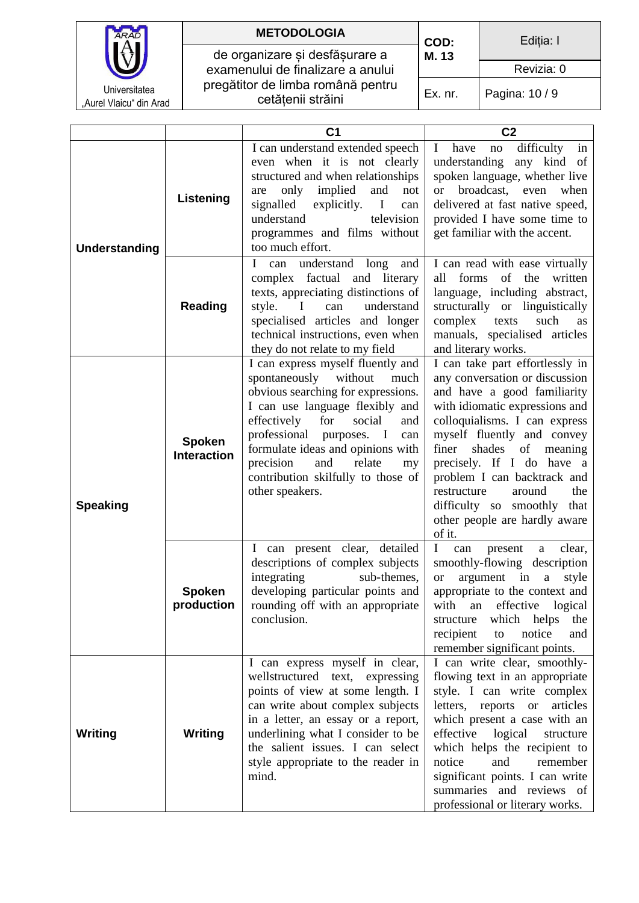| | | C1 | C2 |
|---|---|---|---|
| Understanding | Listening | I can understand extended speech even when it is not clearly structured and when relationships are only implied and not signalled explicitly. I can understand television programmes and films without too much effort. | I have no difficulty in understanding any kind of spoken language, whether live or broadcast, even when delivered at fast native speed, provided I have some time to get familiar with the accent. |
| | Reading | I can understand long and complex factual and literary texts, appreciating distinctions of style. I can understand specialised articles and longer technical instructions, even when they do not relate to my field | I can read with ease virtually all forms of the written language, including abstract, structurally or linguistically complex texts such as manuals, specialised articles and literary works. |
| Speaking | Spoken Interaction | I can express myself fluently and spontaneously without much obvious searching for expressions. I can use language flexibly and effectively for social and professional purposes. I can formulate ideas and opinions with precision and relate my contribution skilfully to those of other speakers. | I can take part effortlessly in any conversation or discussion and have a good familiarity with idiomatic expressions and colloquialisms. I can express myself fluently and convey finer shades of meaning precisely. If I do have a problem I can backtrack and restructure around the difficulty so smoothly that other people are hardly aware of it. |
| | Spoken production | I can present clear, detailed descriptions of complex subjects integrating sub-themes, developing particular points and rounding off with an appropriate conclusion. | I can present a clear, smoothly-flowing description or argument in a style appropriate to the context and with an effective logical structure which helps the recipient to notice and remember significant points. |
| Writing | Writing | I can express myself in clear, wellstructured text, expressing points of view at some length. I can write about complex subjects in a letter, an essay or a report, underlining what I consider to be the salient issues. I can select style appropriate to the reader in mind. | I can write clear, smoothly-flowing text in an appropriate style. I can write complex letters, reports or articles which present a case with an effective logical structure which helps the recipient to notice and remember significant points. I can write summaries and reviews of professional or literary works. |